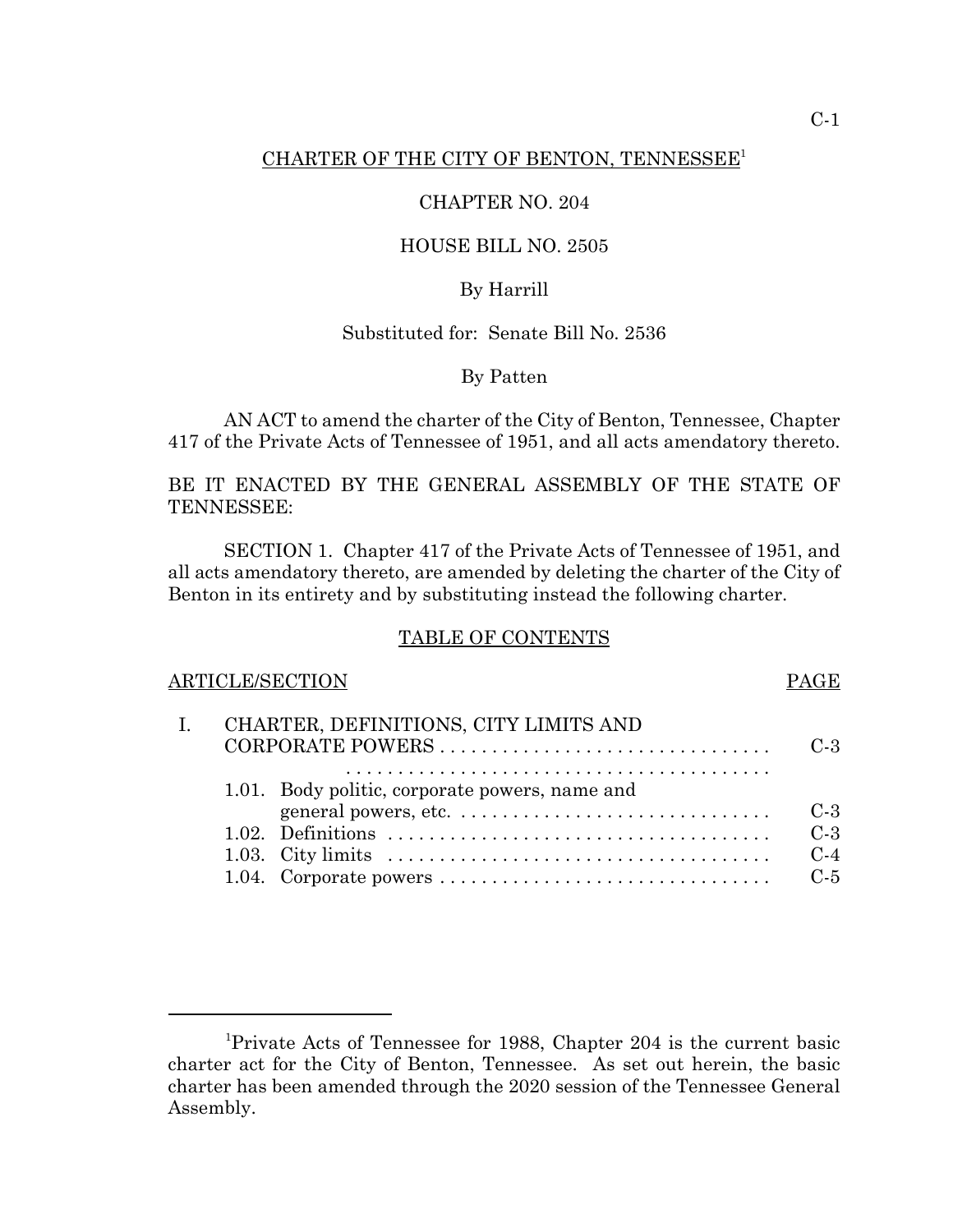# CHARTER OF THE CITY OF BENTON, TENNESSEE[1]

CHAPTER NO. 204

HOUSE BILL NO. 2505

By Harrill

Substituted for: Senate Bill No. 2536

By Patten

AN ACT to amend the charter of the City of Benton, Tennessee, Chapter 417 of the Private Acts of Tennessee of 1951, and all acts amendatory thereto.

BE IT ENACTED BY THE GENERAL ASSEMBLY OF THE STATE OF TENNESSEE:

SECTION 1. Chapter 417 of the Private Acts of Tennessee of 1951, and all acts amendatory thereto, are amended by deleting the charter of the City of Benton in its entirety and by substituting instead the following charter.

## TABLE OF CONTENTS

| ARTICLE/SECTION | | PAGE |
|---|---|---|
| I. | CHARTER, DEFINITIONS, CITY LIMITS AND CORPORATE POWERS | C-3 |
| | 1.01. Body politic, corporate powers, name and general powers, etc. | C-3 |
| | 1.02. Definitions | C-3 |
| | 1.03. City limits | C-4 |
| | 1.04. Corporate powers | C-5 |

---

[1] Private Acts of Tennessee for 1988, Chapter 204 is the current basic charter act for the City of Benton, Tennessee. As set out herein, the basic charter has been amended through the 2020 session of the Tennessee General Assembly.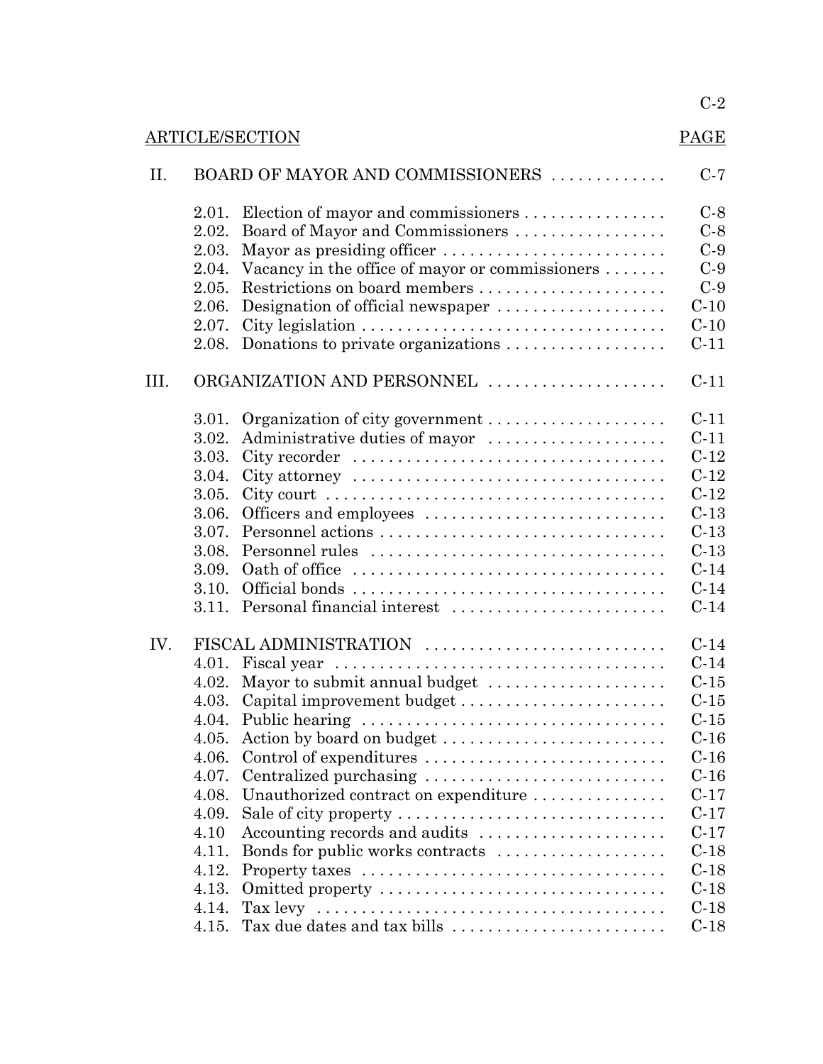| ARTICLE/SECTION | | | PAGE |
|---|---|---|---|
| II. | BOARD OF MAYOR AND COMMISSIONERS | | C-7 |
| | 2.01. | Election of mayor and commissioners | C-8 |
| | 2.02. | Board of Mayor and Commissioners | C-8 |
| | 2.03. | Mayor as presiding officer | C-9 |
| | 2.04. | Vacancy in the office of mayor or commissioners | C-9 |
| | 2.05. | Restrictions on board members | C-9 |
| | 2.06. | Designation of official newspaper | C-10 |
| | 2.07. | City legislation | C-10 |
| | 2.08. | Donations to private organizations | C-11 |
| III. | ORGANIZATION AND PERSONNEL | | C-11 |
| | 3.01. | Organization of city government | C-11 |
| | 3.02. | Administrative duties of mayor | C-11 |
| | 3.03. | City recorder | C-12 |
| | 3.04. | City attorney | C-12 |
| | 3.05. | City court | C-12 |
| | 3.06. | Officers and employees | C-13 |
| | 3.07. | Personnel actions | C-13 |
| | 3.08. | Personnel rules | C-13 |
| | 3.09. | Oath of office | C-14 |
| | 3.10. | Official bonds | C-14 |
| | 3.11. | Personal financial interest | C-14 |
| IV. | FISCAL ADMINISTRATION | | C-14 |
| | 4.01. | Fiscal year | C-14 |
| | 4.02. | Mayor to submit annual budget | C-15 |
| | 4.03. | Capital improvement budget | C-15 |
| | 4.04. | Public hearing | C-15 |
| | 4.05. | Action by board on budget | C-16 |
| | 4.06. | Control of expenditures | C-16 |
| | 4.07. | Centralized purchasing | C-16 |
| | 4.08. | Unauthorized contract on expenditure | C-17 |
| | 4.09. | Sale of city property | C-17 |
| | 4.10 | Accounting records and audits | C-17 |
| | 4.11. | Bonds for public works contracts | C-18 |
| | 4.12. | Property taxes | C-18 |
| | 4.13. | Omitted property | C-18 |
| | 4.14. | Tax levy | C-18 |
| | 4.15. | Tax due dates and tax bills | C-18 |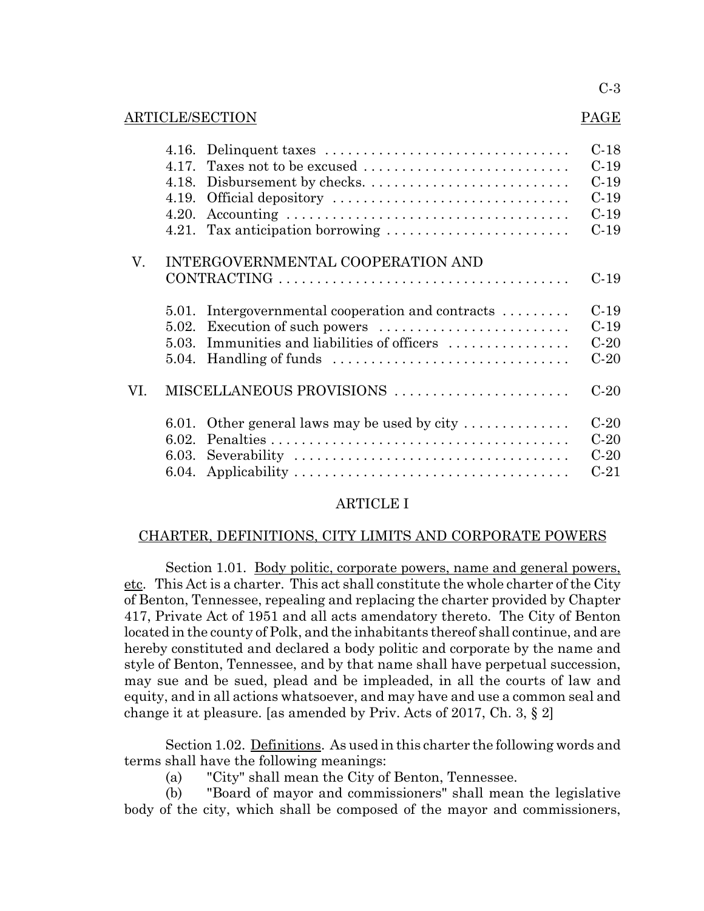ARTICLE/SECTION PAGE

| | | |
|---|---|---|
| 4.16. | Delinquent taxes | C-18 |
| 4.17. | Taxes not to be excused | C-19 |
| 4.18. | Disbursement by checks. | C-19 |
| 4.19. | Official depository | C-19 |
| 4.20. | Accounting | C-19 |
| 4.21. | Tax anticipation borrowing | C-19 |
| V. | INTERGOVERNMENTAL COOPERATION AND CONTRACTING | C-19 |
| 5.01. | Intergovernmental cooperation and contracts | C-19 |
| 5.02. | Execution of such powers | C-19 |
| 5.03. | Immunities and liabilities of officers | C-20 |
| 5.04. | Handling of funds | C-20 |
| VI. | MISCELLANEOUS PROVISIONS | C-20 |
| 6.01. | Other general laws may be used by city | C-20 |
| 6.02. | Penalties | C-20 |
| 6.03. | Severability | C-20 |
| 6.04. | Applicability | C-21 |

## ARTICLE I

## CHARTER, DEFINITIONS, CITY LIMITS AND CORPORATE POWERS

Section 1.01. Body politic, corporate powers, name and general powers, etc. This Act is a charter. This act shall constitute the whole charter of the City of Benton, Tennessee, repealing and replacing the charter provided by Chapter 417, Private Act of 1951 and all acts amendatory thereto. The City of Benton located in the county of Polk, and the inhabitants thereof shall continue, and are hereby constituted and declared a body politic and corporate by the name and style of Benton, Tennessee, and by that name shall have perpetual succession, may sue and be sued, plead and be impleaded, in all the courts of law and equity, and in all actions whatsoever, and may have and use a common seal and change it at pleasure. [as amended by Priv. Acts of 2017, Ch. 3, § 2]

Section 1.02. Definitions. As used in this charter the following words and terms shall have the following meanings:

(a) "City" shall mean the City of Benton, Tennessee.

(b) "Board of mayor and commissioners" shall mean the legislative body of the city, which shall be composed of the mayor and commissioners,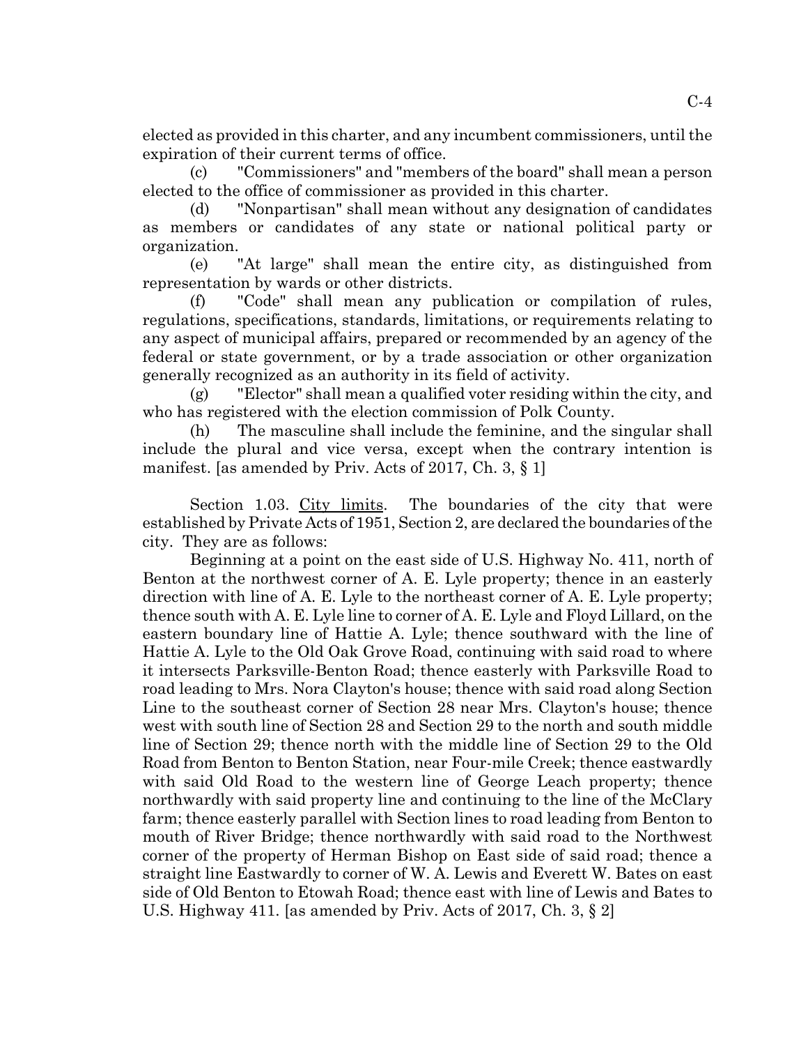elected as provided in this charter, and any incumbent commissioners, until the expiration of their current terms of office.

(c) "Commissioners" and "members of the board" shall mean a person elected to the office of commissioner as provided in this charter.

(d) "Nonpartisan" shall mean without any designation of candidates as members or candidates of any state or national political party or organization.

(e) "At large" shall mean the entire city, as distinguished from representation by wards or other districts.

(f) "Code" shall mean any publication or compilation of rules, regulations, specifications, standards, limitations, or requirements relating to any aspect of municipal affairs, prepared or recommended by an agency of the federal or state government, or by a trade association or other organization generally recognized as an authority in its field of activity.

(g) "Elector" shall mean a qualified voter residing within the city, and who has registered with the election commission of Polk County.

(h) The masculine shall include the feminine, and the singular shall include the plural and vice versa, except when the contrary intention is manifest. [as amended by Priv. Acts of 2017, Ch. 3, § 1]

Section 1.03. City limits. The boundaries of the city that were established by Private Acts of 1951, Section 2, are declared the boundaries of the city. They are as follows:

Beginning at a point on the east side of U.S. Highway No. 411, north of Benton at the northwest corner of A. E. Lyle property; thence in an easterly direction with line of A. E. Lyle to the northeast corner of A. E. Lyle property; thence south with A. E. Lyle line to corner of A. E. Lyle and Floyd Lillard, on the eastern boundary line of Hattie A. Lyle; thence southward with the line of Hattie A. Lyle to the Old Oak Grove Road, continuing with said road to where it intersects Parksville-Benton Road; thence easterly with Parksville Road to road leading to Mrs. Nora Clayton's house; thence with said road along Section Line to the southeast corner of Section 28 near Mrs. Clayton's house; thence west with south line of Section 28 and Section 29 to the north and south middle line of Section 29; thence north with the middle line of Section 29 to the Old Road from Benton to Benton Station, near Four-mile Creek; thence eastwardly with said Old Road to the western line of George Leach property; thence northwardly with said property line and continuing to the line of the McClary farm; thence easterly parallel with Section lines to road leading from Benton to mouth of River Bridge; thence northwardly with said road to the Northwest corner of the property of Herman Bishop on East side of said road; thence a straight line Eastwardly to corner of W. A. Lewis and Everett W. Bates on east side of Old Benton to Etowah Road; thence east with line of Lewis and Bates to U.S. Highway 411. [as amended by Priv. Acts of 2017, Ch. 3, § 2]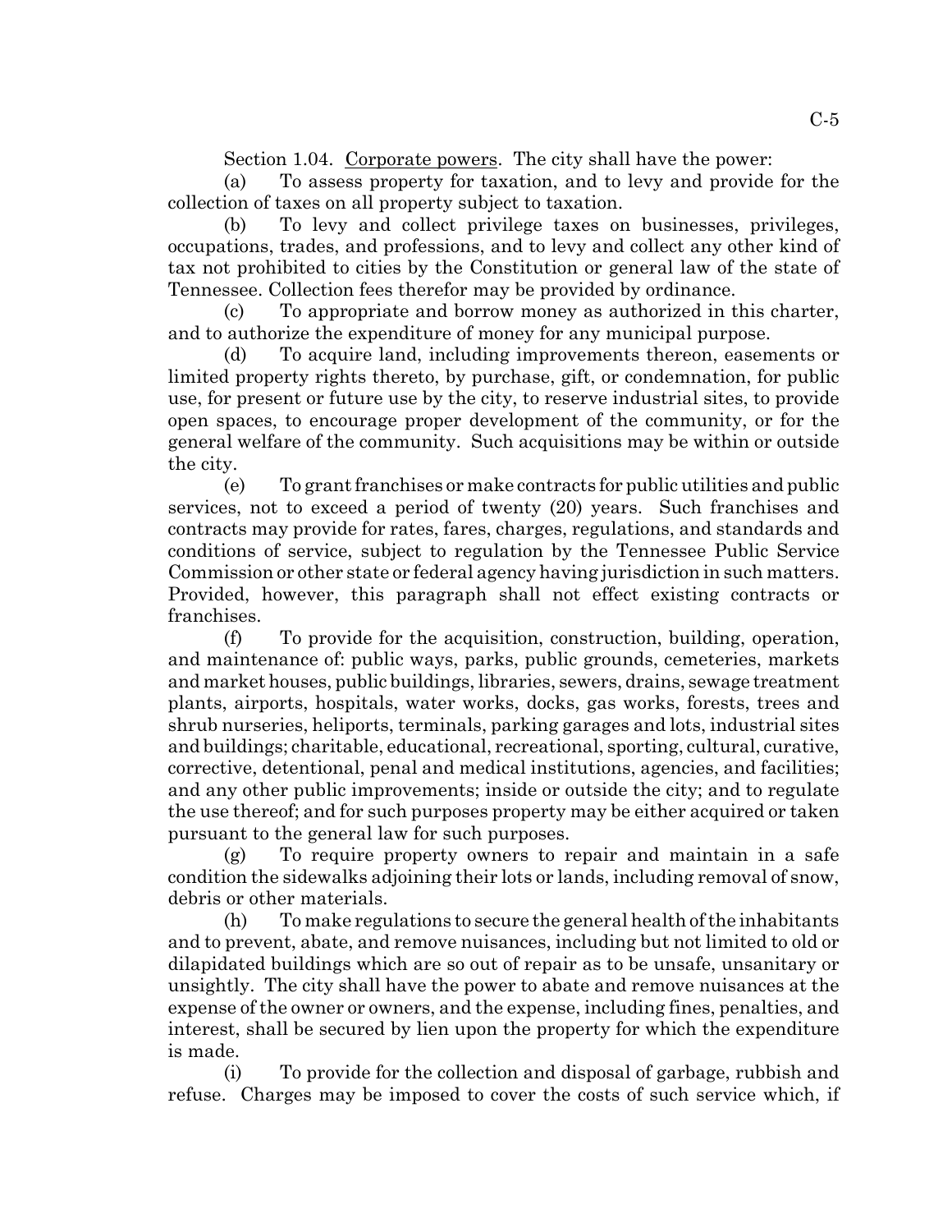Section 1.04. Corporate powers. The city shall have the power:

(a) To assess property for taxation, and to levy and provide for the collection of taxes on all property subject to taxation.

(b) To levy and collect privilege taxes on businesses, privileges, occupations, trades, and professions, and to levy and collect any other kind of tax not prohibited to cities by the Constitution or general law of the state of Tennessee. Collection fees therefor may be provided by ordinance.

(c) To appropriate and borrow money as authorized in this charter, and to authorize the expenditure of money for any municipal purpose.

(d) To acquire land, including improvements thereon, easements or limited property rights thereto, by purchase, gift, or condemnation, for public use, for present or future use by the city, to reserve industrial sites, to provide open spaces, to encourage proper development of the community, or for the general welfare of the community. Such acquisitions may be within or outside the city.

(e) To grant franchises or make contracts for public utilities and public services, not to exceed a period of twenty (20) years. Such franchises and contracts may provide for rates, fares, charges, regulations, and standards and conditions of service, subject to regulation by the Tennessee Public Service Commission or other state or federal agency having jurisdiction in such matters. Provided, however, this paragraph shall not effect existing contracts or franchises.

(f) To provide for the acquisition, construction, building, operation, and maintenance of: public ways, parks, public grounds, cemeteries, markets and market houses, public buildings, libraries, sewers, drains, sewage treatment plants, airports, hospitals, water works, docks, gas works, forests, trees and shrub nurseries, heliports, terminals, parking garages and lots, industrial sites and buildings; charitable, educational, recreational, sporting, cultural, curative, corrective, detentional, penal and medical institutions, agencies, and facilities; and any other public improvements; inside or outside the city; and to regulate the use thereof; and for such purposes property may be either acquired or taken pursuant to the general law for such purposes.

(g) To require property owners to repair and maintain in a safe condition the sidewalks adjoining their lots or lands, including removal of snow, debris or other materials.

(h) To make regulations to secure the general health of the inhabitants and to prevent, abate, and remove nuisances, including but not limited to old or dilapidated buildings which are so out of repair as to be unsafe, unsanitary or unsightly. The city shall have the power to abate and remove nuisances at the expense of the owner or owners, and the expense, including fines, penalties, and interest, shall be secured by lien upon the property for which the expenditure is made.

(i) To provide for the collection and disposal of garbage, rubbish and refuse. Charges may be imposed to cover the costs of such service which, if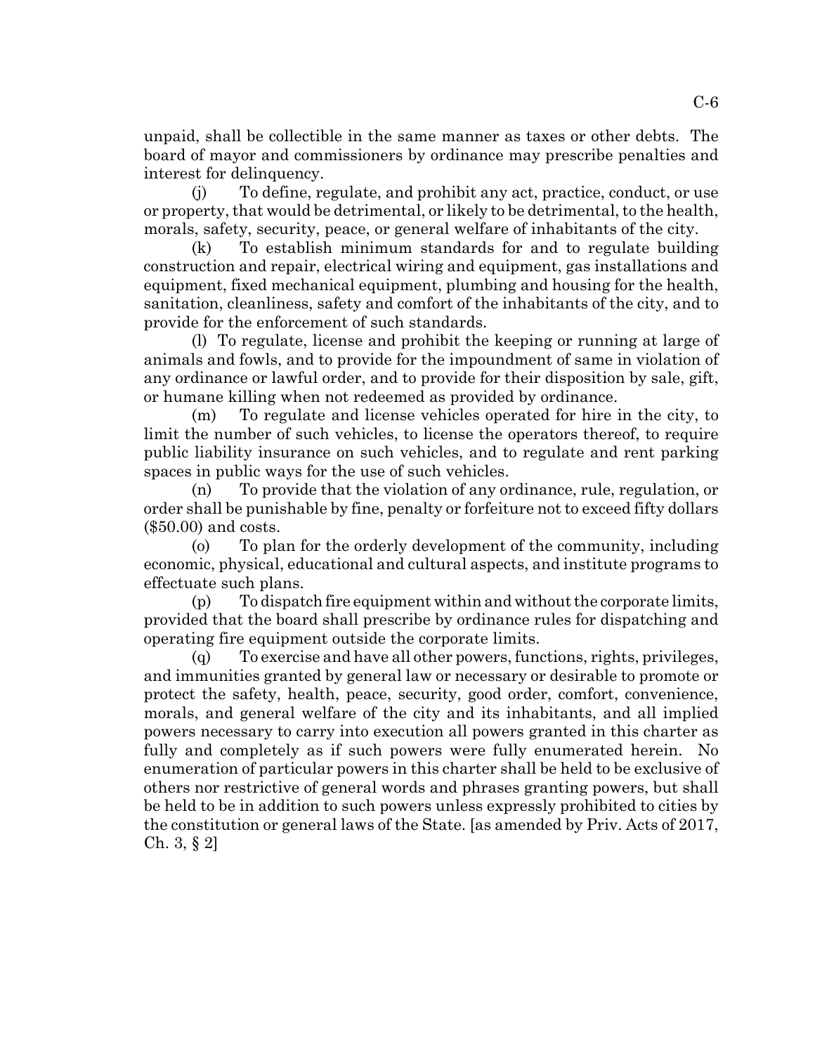unpaid, shall be collectible in the same manner as taxes or other debts. The board of mayor and commissioners by ordinance may prescribe penalties and interest for delinquency.

(j) To define, regulate, and prohibit any act, practice, conduct, or use or property, that would be detrimental, or likely to be detrimental, to the health, morals, safety, security, peace, or general welfare of inhabitants of the city.

(k) To establish minimum standards for and to regulate building construction and repair, electrical wiring and equipment, gas installations and equipment, fixed mechanical equipment, plumbing and housing for the health, sanitation, cleanliness, safety and comfort of the inhabitants of the city, and to provide for the enforcement of such standards.

(l) To regulate, license and prohibit the keeping or running at large of animals and fowls, and to provide for the impoundment of same in violation of any ordinance or lawful order, and to provide for their disposition by sale, gift, or humane killing when not redeemed as provided by ordinance.

(m) To regulate and license vehicles operated for hire in the city, to limit the number of such vehicles, to license the operators thereof, to require public liability insurance on such vehicles, and to regulate and rent parking spaces in public ways for the use of such vehicles.

(n) To provide that the violation of any ordinance, rule, regulation, or order shall be punishable by fine, penalty or forfeiture not to exceed fifty dollars ($50.00) and costs.

(o) To plan for the orderly development of the community, including economic, physical, educational and cultural aspects, and institute programs to effectuate such plans.

(p) To dispatch fire equipment within and without the corporate limits, provided that the board shall prescribe by ordinance rules for dispatching and operating fire equipment outside the corporate limits.

(q) To exercise and have all other powers, functions, rights, privileges, and immunities granted by general law or necessary or desirable to promote or protect the safety, health, peace, security, good order, comfort, convenience, morals, and general welfare of the city and its inhabitants, and all implied powers necessary to carry into execution all powers granted in this charter as fully and completely as if such powers were fully enumerated herein. No enumeration of particular powers in this charter shall be held to be exclusive of others nor restrictive of general words and phrases granting powers, but shall be held to be in addition to such powers unless expressly prohibited to cities by the constitution or general laws of the State. [as amended by Priv. Acts of 2017, Ch. 3, § 2]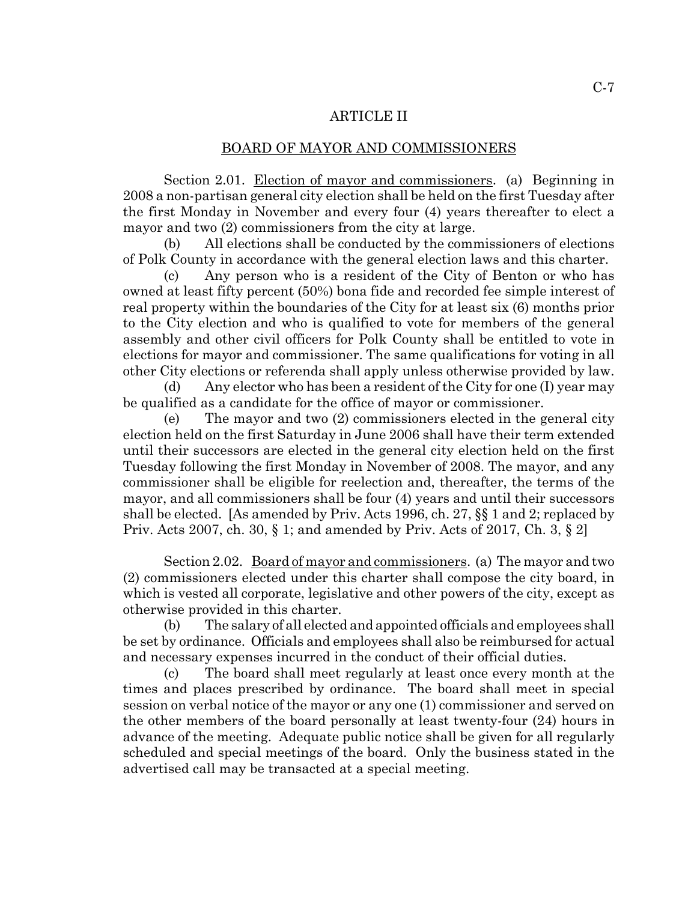## ARTICLE II

## BOARD OF MAYOR AND COMMISSIONERS

Section 2.01. Election of mayor and commissioners. (a) Beginning in 2008 a non-partisan general city election shall be held on the first Tuesday after the first Monday in November and every four (4) years thereafter to elect a mayor and two (2) commissioners from the city at large.

(b) All elections shall be conducted by the commissioners of elections of Polk County in accordance with the general election laws and this charter.

(c) Any person who is a resident of the City of Benton or who has owned at least fifty percent (50%) bona fide and recorded fee simple interest of real property within the boundaries of the City for at least six (6) months prior to the City election and who is qualified to vote for members of the general assembly and other civil officers for Polk County shall be entitled to vote in elections for mayor and commissioner. The same qualifications for voting in all other City elections or referenda shall apply unless otherwise provided by law.

(d) Any elector who has been a resident of the City for one (I) year may be qualified as a candidate for the office of mayor or commissioner.

(e) The mayor and two (2) commissioners elected in the general city election held on the first Saturday in June 2006 shall have their term extended until their successors are elected in the general city election held on the first Tuesday following the first Monday in November of 2008. The mayor, and any commissioner shall be eligible for reelection and, thereafter, the terms of the mayor, and all commissioners shall be four (4) years and until their successors shall be elected. [As amended by Priv. Acts 1996, ch. 27, §§ 1 and 2; replaced by Priv. Acts 2007, ch. 30, § 1; and amended by Priv. Acts of 2017, Ch. 3, § 2]

Section 2.02. Board of mayor and commissioners. (a) The mayor and two (2) commissioners elected under this charter shall compose the city board, in which is vested all corporate, legislative and other powers of the city, except as otherwise provided in this charter.

(b) The salary of all elected and appointed officials and employees shall be set by ordinance. Officials and employees shall also be reimbursed for actual and necessary expenses incurred in the conduct of their official duties.

(c) The board shall meet regularly at least once every month at the times and places prescribed by ordinance. The board shall meet in special session on verbal notice of the mayor or any one (1) commissioner and served on the other members of the board personally at least twenty-four (24) hours in advance of the meeting. Adequate public notice shall be given for all regularly scheduled and special meetings of the board. Only the business stated in the advertised call may be transacted at a special meeting.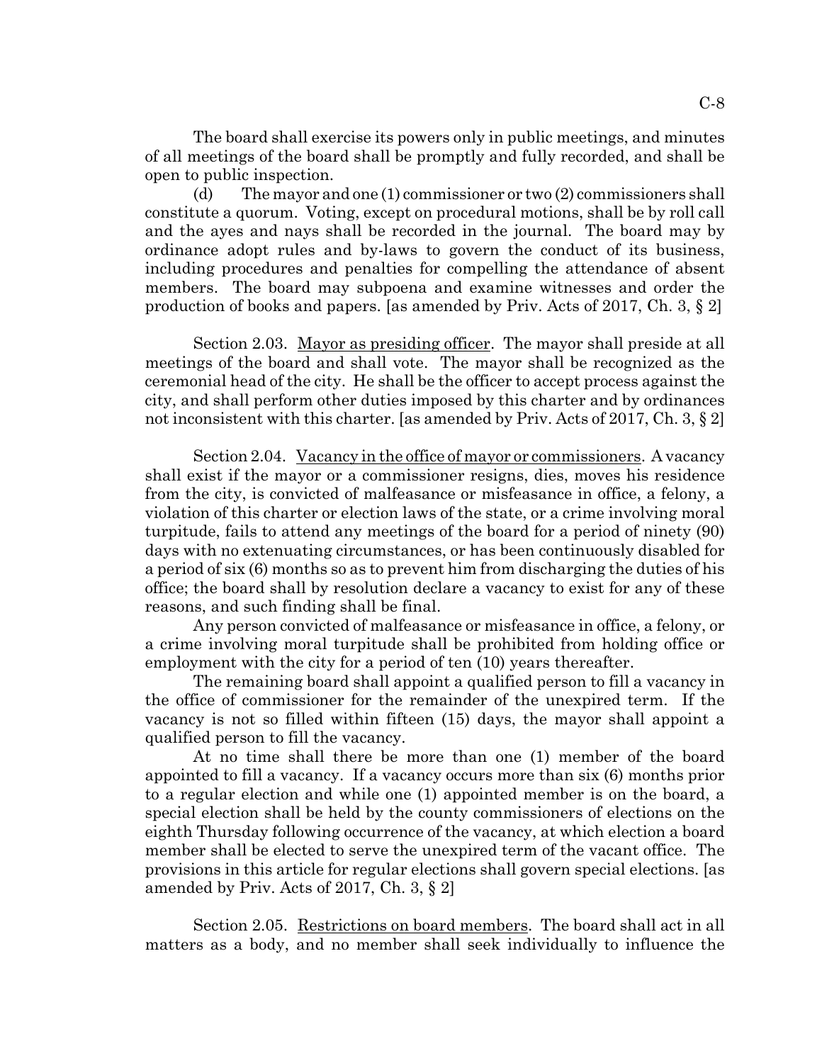The board shall exercise its powers only in public meetings, and minutes of all meetings of the board shall be promptly and fully recorded, and shall be open to public inspection.

(d) The mayor and one (1) commissioner or two (2) commissioners shall constitute a quorum. Voting, except on procedural motions, shall be by roll call and the ayes and nays shall be recorded in the journal. The board may by ordinance adopt rules and by-laws to govern the conduct of its business, including procedures and penalties for compelling the attendance of absent members. The board may subpoena and examine witnesses and order the production of books and papers. [as amended by Priv. Acts of 2017, Ch. 3, § 2]

Section 2.03. Mayor as presiding officer. The mayor shall preside at all meetings of the board and shall vote. The mayor shall be recognized as the ceremonial head of the city. He shall be the officer to accept process against the city, and shall perform other duties imposed by this charter and by ordinances not inconsistent with this charter. [as amended by Priv. Acts of 2017, Ch. 3, § 2]

Section 2.04. Vacancy in the office of mayor or commissioners. A vacancy shall exist if the mayor or a commissioner resigns, dies, moves his residence from the city, is convicted of malfeasance or misfeasance in office, a felony, a violation of this charter or election laws of the state, or a crime involving moral turpitude, fails to attend any meetings of the board for a period of ninety (90) days with no extenuating circumstances, or has been continuously disabled for a period of six (6) months so as to prevent him from discharging the duties of his office; the board shall by resolution declare a vacancy to exist for any of these reasons, and such finding shall be final.

Any person convicted of malfeasance or misfeasance in office, a felony, or a crime involving moral turpitude shall be prohibited from holding office or employment with the city for a period of ten (10) years thereafter.

The remaining board shall appoint a qualified person to fill a vacancy in the office of commissioner for the remainder of the unexpired term. If the vacancy is not so filled within fifteen (15) days, the mayor shall appoint a qualified person to fill the vacancy.

At no time shall there be more than one (1) member of the board appointed to fill a vacancy. If a vacancy occurs more than six (6) months prior to a regular election and while one (1) appointed member is on the board, a special election shall be held by the county commissioners of elections on the eighth Thursday following occurrence of the vacancy, at which election a board member shall be elected to serve the unexpired term of the vacant office. The provisions in this article for regular elections shall govern special elections. [as amended by Priv. Acts of 2017, Ch. 3, § 2]

Section 2.05. Restrictions on board members. The board shall act in all matters as a body, and no member shall seek individually to influence the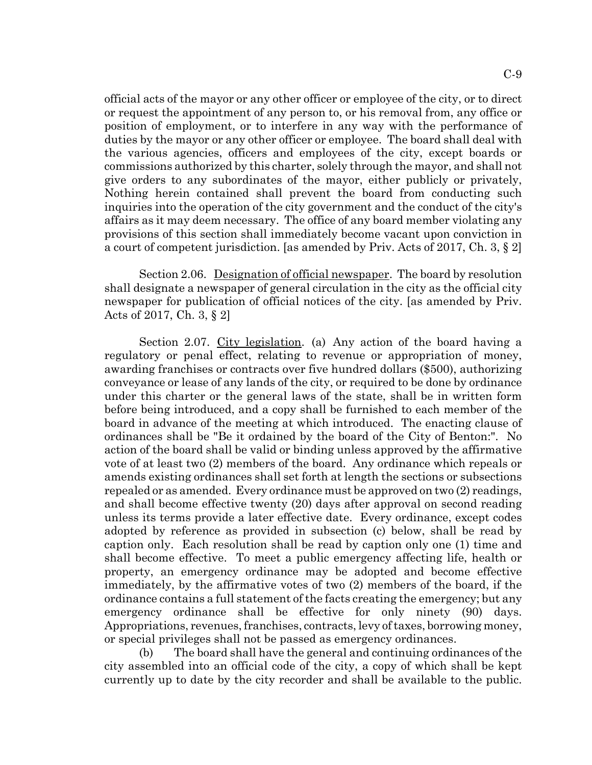official acts of the mayor or any other officer or employee of the city, or to direct or request the appointment of any person to, or his removal from, any office or position of employment, or to interfere in any way with the performance of duties by the mayor or any other officer or employee. The board shall deal with the various agencies, officers and employees of the city, except boards or commissions authorized by this charter, solely through the mayor, and shall not give orders to any subordinates of the mayor, either publicly or privately, Nothing herein contained shall prevent the board from conducting such inquiries into the operation of the city government and the conduct of the city's affairs as it may deem necessary. The office of any board member violating any provisions of this section shall immediately become vacant upon conviction in a court of competent jurisdiction. [as amended by Priv. Acts of 2017, Ch. 3, § 2]

Section 2.06. Designation of official newspaper. The board by resolution shall designate a newspaper of general circulation in the city as the official city newspaper for publication of official notices of the city. [as amended by Priv. Acts of 2017, Ch. 3, § 2]

Section 2.07. City legislation. (a) Any action of the board having a regulatory or penal effect, relating to revenue or appropriation of money, awarding franchises or contracts over five hundred dollars ($500), authorizing conveyance or lease of any lands of the city, or required to be done by ordinance under this charter or the general laws of the state, shall be in written form before being introduced, and a copy shall be furnished to each member of the board in advance of the meeting at which introduced. The enacting clause of ordinances shall be "Be it ordained by the board of the City of Benton:". No action of the board shall be valid or binding unless approved by the affirmative vote of at least two (2) members of the board. Any ordinance which repeals or amends existing ordinances shall set forth at length the sections or subsections repealed or as amended. Every ordinance must be approved on two (2) readings, and shall become effective twenty (20) days after approval on second reading unless its terms provide a later effective date. Every ordinance, except codes adopted by reference as provided in subsection (c) below, shall be read by caption only. Each resolution shall be read by caption only one (1) time and shall become effective. To meet a public emergency affecting life, health or property, an emergency ordinance may be adopted and become effective immediately, by the affirmative votes of two (2) members of the board, if the ordinance contains a full statement of the facts creating the emergency; but any emergency ordinance shall be effective for only ninety (90) days. Appropriations, revenues, franchises, contracts, levy of taxes, borrowing money, or special privileges shall not be passed as emergency ordinances.

(b) The board shall have the general and continuing ordinances of the city assembled into an official code of the city, a copy of which shall be kept currently up to date by the city recorder and shall be available to the public.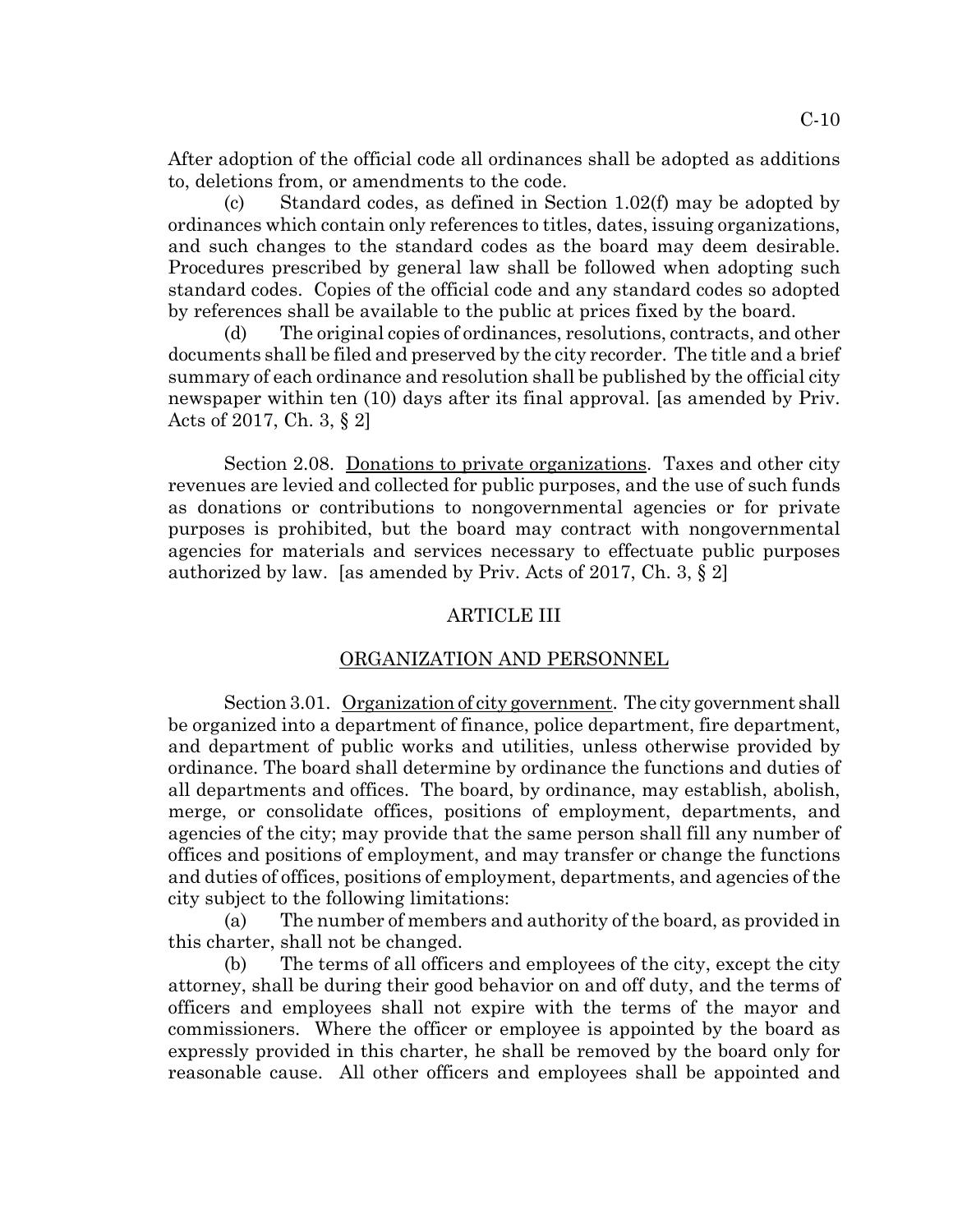After adoption of the official code all ordinances shall be adopted as additions to, deletions from, or amendments to the code.

(c) Standard codes, as defined in Section 1.02(f) may be adopted by ordinances which contain only references to titles, dates, issuing organizations, and such changes to the standard codes as the board may deem desirable. Procedures prescribed by general law shall be followed when adopting such standard codes. Copies of the official code and any standard codes so adopted by references shall be available to the public at prices fixed by the board.

(d) The original copies of ordinances, resolutions, contracts, and other documents shall be filed and preserved by the city recorder. The title and a brief summary of each ordinance and resolution shall be published by the official city newspaper within ten (10) days after its final approval. [as amended by Priv. Acts of 2017, Ch. 3, § 2]

Section 2.08. Donations to private organizations. Taxes and other city revenues are levied and collected for public purposes, and the use of such funds as donations or contributions to nongovernmental agencies or for private purposes is prohibited, but the board may contract with nongovernmental agencies for materials and services necessary to effectuate public purposes authorized by law. [as amended by Priv. Acts of 2017, Ch. 3, § 2]

## ARTICLE III

## ORGANIZATION AND PERSONNEL

Section 3.01. Organization of city government. The city government shall be organized into a department of finance, police department, fire department, and department of public works and utilities, unless otherwise provided by ordinance. The board shall determine by ordinance the functions and duties of all departments and offices. The board, by ordinance, may establish, abolish, merge, or consolidate offices, positions of employment, departments, and agencies of the city; may provide that the same person shall fill any number of offices and positions of employment, and may transfer or change the functions and duties of offices, positions of employment, departments, and agencies of the city subject to the following limitations:

(a) The number of members and authority of the board, as provided in this charter, shall not be changed.

(b) The terms of all officers and employees of the city, except the city attorney, shall be during their good behavior on and off duty, and the terms of officers and employees shall not expire with the terms of the mayor and commissioners. Where the officer or employee is appointed by the board as expressly provided in this charter, he shall be removed by the board only for reasonable cause. All other officers and employees shall be appointed and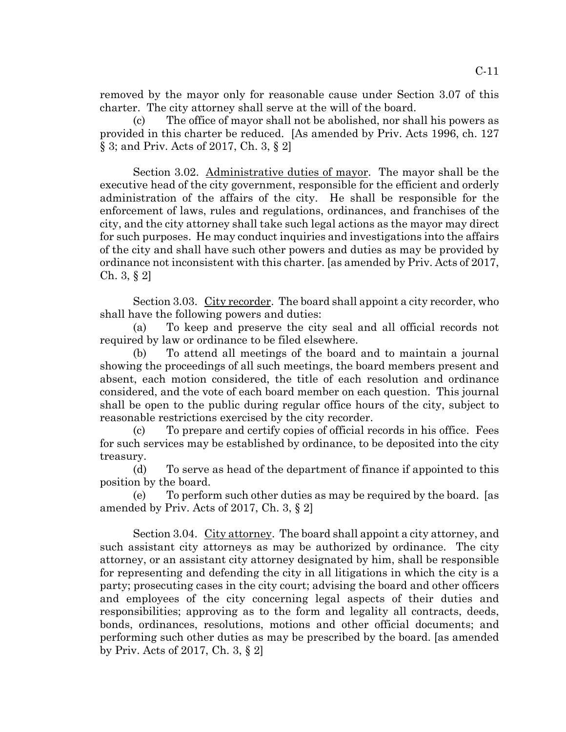removed by the mayor only for reasonable cause under Section 3.07 of this charter. The city attorney shall serve at the will of the board.

(c) The office of mayor shall not be abolished, nor shall his powers as provided in this charter be reduced. [As amended by Priv. Acts 1996, ch. 127 § 3; and Priv. Acts of 2017, Ch. 3, § 2]

Section 3.02. <u>Administrative duties of mayor</u>. The mayor shall be the executive head of the city government, responsible for the efficient and orderly administration of the affairs of the city. He shall be responsible for the enforcement of laws, rules and regulations, ordinances, and franchises of the city, and the city attorney shall take such legal actions as the mayor may direct for such purposes. He may conduct inquiries and investigations into the affairs of the city and shall have such other powers and duties as may be provided by ordinance not inconsistent with this charter. [as amended by Priv. Acts of 2017, Ch. 3, § 2]

Section 3.03. <u>City recorder</u>. The board shall appoint a city recorder, who shall have the following powers and duties:

(a) To keep and preserve the city seal and all official records not required by law or ordinance to be filed elsewhere.

(b) To attend all meetings of the board and to maintain a journal showing the proceedings of all such meetings, the board members present and absent, each motion considered, the title of each resolution and ordinance considered, and the vote of each board member on each question. This journal shall be open to the public during regular office hours of the city, subject to reasonable restrictions exercised by the city recorder.

(c) To prepare and certify copies of official records in his office. Fees for such services may be established by ordinance, to be deposited into the city treasury.

(d) To serve as head of the department of finance if appointed to this position by the board.

(e) To perform such other duties as may be required by the board. [as amended by Priv. Acts of 2017, Ch. 3, § 2]

Section 3.04. <u>City attorney</u>. The board shall appoint a city attorney, and such assistant city attorneys as may be authorized by ordinance. The city attorney, or an assistant city attorney designated by him, shall be responsible for representing and defending the city in all litigations in which the city is a party; prosecuting cases in the city court; advising the board and other officers and employees of the city concerning legal aspects of their duties and responsibilities; approving as to the form and legality all contracts, deeds, bonds, ordinances, resolutions, motions and other official documents; and performing such other duties as may be prescribed by the board. [as amended by Priv. Acts of 2017, Ch. 3, § 2]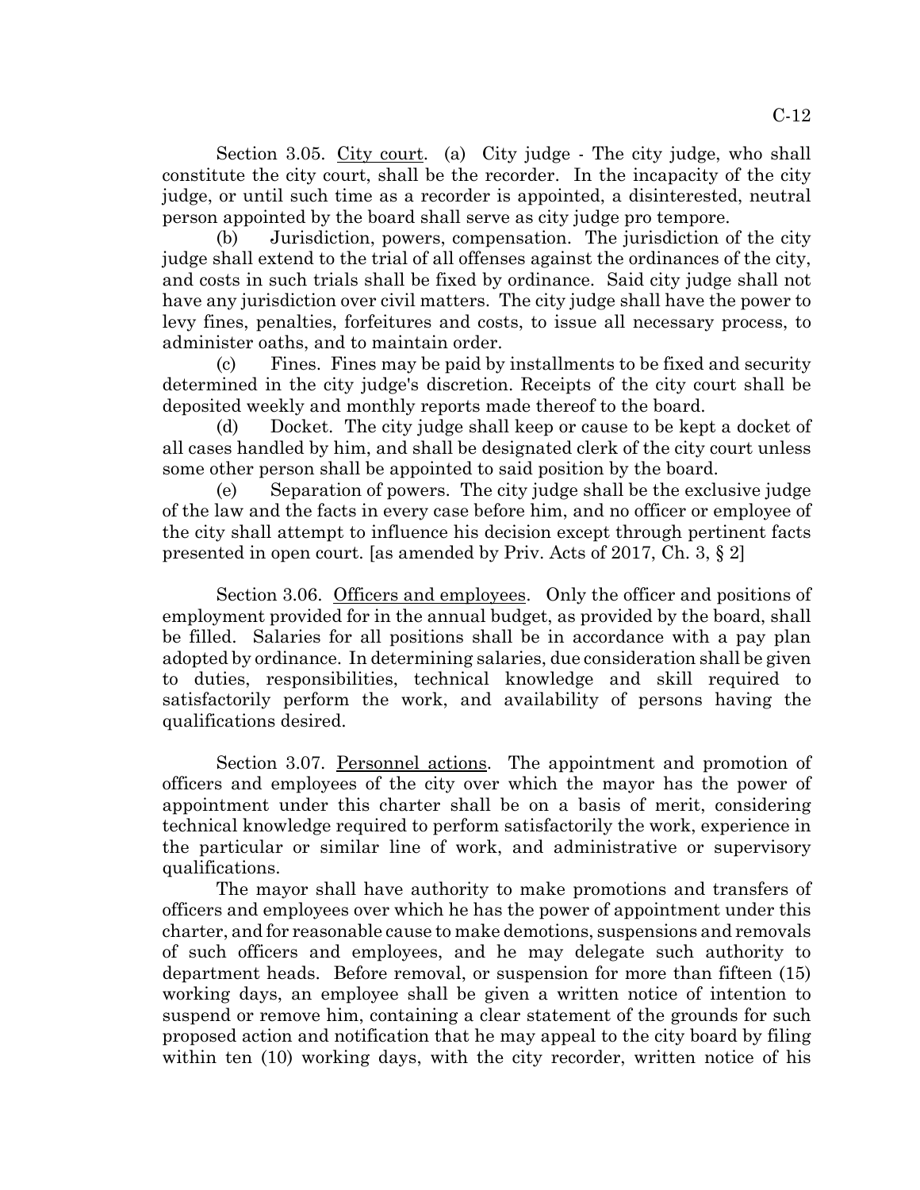Section 3.05. <u>City court</u>. (a) City judge - The city judge, who shall constitute the city court, shall be the recorder. In the incapacity of the city judge, or until such time as a recorder is appointed, a disinterested, neutral person appointed by the board shall serve as city judge pro tempore.

(b) Jurisdiction, powers, compensation. The jurisdiction of the city judge shall extend to the trial of all offenses against the ordinances of the city, and costs in such trials shall be fixed by ordinance. Said city judge shall not have any jurisdiction over civil matters. The city judge shall have the power to levy fines, penalties, forfeitures and costs, to issue all necessary process, to administer oaths, and to maintain order.

(c) Fines. Fines may be paid by installments to be fixed and security determined in the city judge's discretion. Receipts of the city court shall be deposited weekly and monthly reports made thereof to the board.

(d) Docket. The city judge shall keep or cause to be kept a docket of all cases handled by him, and shall be designated clerk of the city court unless some other person shall be appointed to said position by the board.

(e) Separation of powers. The city judge shall be the exclusive judge of the law and the facts in every case before him, and no officer or employee of the city shall attempt to influence his decision except through pertinent facts presented in open court. [as amended by Priv. Acts of 2017, Ch. 3, § 2]

Section 3.06. <u>Officers and employees</u>. Only the officer and positions of employment provided for in the annual budget, as provided by the board, shall be filled. Salaries for all positions shall be in accordance with a pay plan adopted by ordinance. In determining salaries, due consideration shall be given to duties, responsibilities, technical knowledge and skill required to satisfactorily perform the work, and availability of persons having the qualifications desired.

Section 3.07. <u>Personnel actions</u>. The appointment and promotion of officers and employees of the city over which the mayor has the power of appointment under this charter shall be on a basis of merit, considering technical knowledge required to perform satisfactorily the work, experience in the particular or similar line of work, and administrative or supervisory qualifications.

The mayor shall have authority to make promotions and transfers of officers and employees over which he has the power of appointment under this charter, and for reasonable cause to make demotions, suspensions and removals of such officers and employees, and he may delegate such authority to department heads. Before removal, or suspension for more than fifteen (15) working days, an employee shall be given a written notice of intention to suspend or remove him, containing a clear statement of the grounds for such proposed action and notification that he may appeal to the city board by filing within ten (10) working days, with the city recorder, written notice of his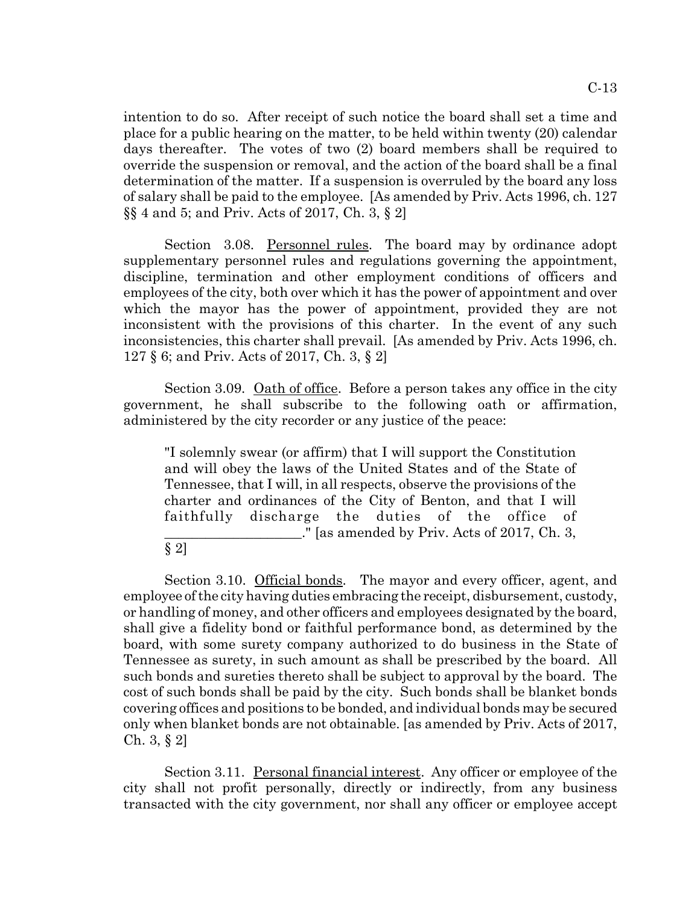intention to do so. After receipt of such notice the board shall set a time and place for a public hearing on the matter, to be held within twenty (20) calendar days thereafter. The votes of two (2) board members shall be required to override the suspension or removal, and the action of the board shall be a final determination of the matter. If a suspension is overruled by the board any loss of salary shall be paid to the employee. [As amended by Priv. Acts 1996, ch. 127 §§ 4 and 5; and Priv. Acts of 2017, Ch. 3, § 2]

Section 3.08. Personnel rules. The board may by ordinance adopt supplementary personnel rules and regulations governing the appointment, discipline, termination and other employment conditions of officers and employees of the city, both over which it has the power of appointment and over which the mayor has the power of appointment, provided they are not inconsistent with the provisions of this charter. In the event of any such inconsistencies, this charter shall prevail. [As amended by Priv. Acts 1996, ch. 127 § 6; and Priv. Acts of 2017, Ch. 3, § 2]

Section 3.09. Oath of office. Before a person takes any office in the city government, he shall subscribe to the following oath or affirmation, administered by the city recorder or any justice of the peace:

> "I solemnly swear (or affirm) that I will support the Constitution and will obey the laws of the United States and of the State of Tennessee, that I will, in all respects, observe the provisions of the charter and ordinances of the City of Benton, and that I will faithfully discharge the duties of the office of ___________________." [as amended by Priv. Acts of 2017, Ch. 3, § 2]

Section 3.10. Official bonds. The mayor and every officer, agent, and employee of the city having duties embracing the receipt, disbursement, custody, or handling of money, and other officers and employees designated by the board, shall give a fidelity bond or faithful performance bond, as determined by the board, with some surety company authorized to do business in the State of Tennessee as surety, in such amount as shall be prescribed by the board. All such bonds and sureties thereto shall be subject to approval by the board. The cost of such bonds shall be paid by the city. Such bonds shall be blanket bonds covering offices and positions to be bonded, and individual bonds may be secured only when blanket bonds are not obtainable. [as amended by Priv. Acts of 2017, Ch. 3, § 2]

Section 3.11. Personal financial interest. Any officer or employee of the city shall not profit personally, directly or indirectly, from any business transacted with the city government, nor shall any officer or employee accept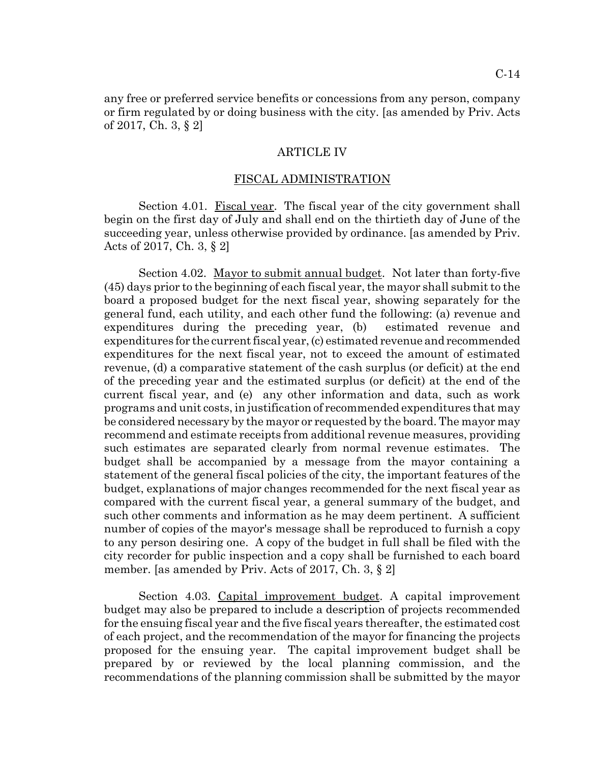any free or preferred service benefits or concessions from any person, company or firm regulated by or doing business with the city. [as amended by Priv. Acts of 2017, Ch. 3, § 2]

## ARTICLE IV

## FISCAL ADMINISTRATION

Section 4.01. Fiscal year. The fiscal year of the city government shall begin on the first day of July and shall end on the thirtieth day of June of the succeeding year, unless otherwise provided by ordinance. [as amended by Priv. Acts of 2017, Ch. 3, § 2]

Section 4.02. Mayor to submit annual budget. Not later than forty-five (45) days prior to the beginning of each fiscal year, the mayor shall submit to the board a proposed budget for the next fiscal year, showing separately for the general fund, each utility, and each other fund the following: (a) revenue and expenditures during the preceding year, (b) estimated revenue and expenditures for the current fiscal year, (c) estimated revenue and recommended expenditures for the next fiscal year, not to exceed the amount of estimated revenue, (d) a comparative statement of the cash surplus (or deficit) at the end of the preceding year and the estimated surplus (or deficit) at the end of the current fiscal year, and (e) any other information and data, such as work programs and unit costs, in justification of recommended expenditures that may be considered necessary by the mayor or requested by the board. The mayor may recommend and estimate receipts from additional revenue measures, providing such estimates are separated clearly from normal revenue estimates. The budget shall be accompanied by a message from the mayor containing a statement of the general fiscal policies of the city, the important features of the budget, explanations of major changes recommended for the next fiscal year as compared with the current fiscal year, a general summary of the budget, and such other comments and information as he may deem pertinent. A sufficient number of copies of the mayor's message shall be reproduced to furnish a copy to any person desiring one. A copy of the budget in full shall be filed with the city recorder for public inspection and a copy shall be furnished to each board member. [as amended by Priv. Acts of 2017, Ch. 3, § 2]

Section 4.03. Capital improvement budget. A capital improvement budget may also be prepared to include a description of projects recommended for the ensuing fiscal year and the five fiscal years thereafter, the estimated cost of each project, and the recommendation of the mayor for financing the projects proposed for the ensuing year. The capital improvement budget shall be prepared by or reviewed by the local planning commission, and the recommendations of the planning commission shall be submitted by the mayor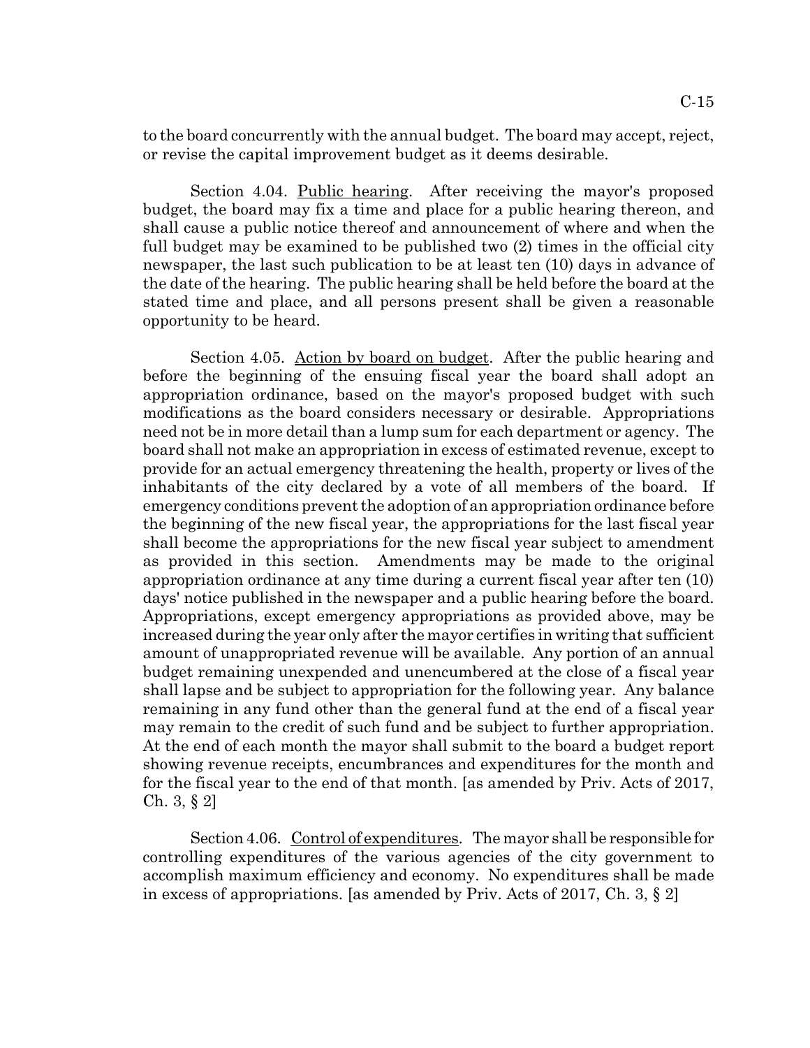to the board concurrently with the annual budget. The board may accept, reject, or revise the capital improvement budget as it deems desirable.

Section 4.04. Public hearing. After receiving the mayor's proposed budget, the board may fix a time and place for a public hearing thereon, and shall cause a public notice thereof and announcement of where and when the full budget may be examined to be published two (2) times in the official city newspaper, the last such publication to be at least ten (10) days in advance of the date of the hearing. The public hearing shall be held before the board at the stated time and place, and all persons present shall be given a reasonable opportunity to be heard.

Section 4.05. Action by board on budget. After the public hearing and before the beginning of the ensuing fiscal year the board shall adopt an appropriation ordinance, based on the mayor's proposed budget with such modifications as the board considers necessary or desirable. Appropriations need not be in more detail than a lump sum for each department or agency. The board shall not make an appropriation in excess of estimated revenue, except to provide for an actual emergency threatening the health, property or lives of the inhabitants of the city declared by a vote of all members of the board. If emergency conditions prevent the adoption of an appropriation ordinance before the beginning of the new fiscal year, the appropriations for the last fiscal year shall become the appropriations for the new fiscal year subject to amendment as provided in this section. Amendments may be made to the original appropriation ordinance at any time during a current fiscal year after ten (10) days' notice published in the newspaper and a public hearing before the board. Appropriations, except emergency appropriations as provided above, may be increased during the year only after the mayor certifies in writing that sufficient amount of unappropriated revenue will be available. Any portion of an annual budget remaining unexpended and unencumbered at the close of a fiscal year shall lapse and be subject to appropriation for the following year. Any balance remaining in any fund other than the general fund at the end of a fiscal year may remain to the credit of such fund and be subject to further appropriation. At the end of each month the mayor shall submit to the board a budget report showing revenue receipts, encumbrances and expenditures for the month and for the fiscal year to the end of that month. [as amended by Priv. Acts of 2017, Ch. 3, § 2]

Section 4.06. Control of expenditures. The mayor shall be responsible for controlling expenditures of the various agencies of the city government to accomplish maximum efficiency and economy. No expenditures shall be made in excess of appropriations. [as amended by Priv. Acts of 2017, Ch. 3, § 2]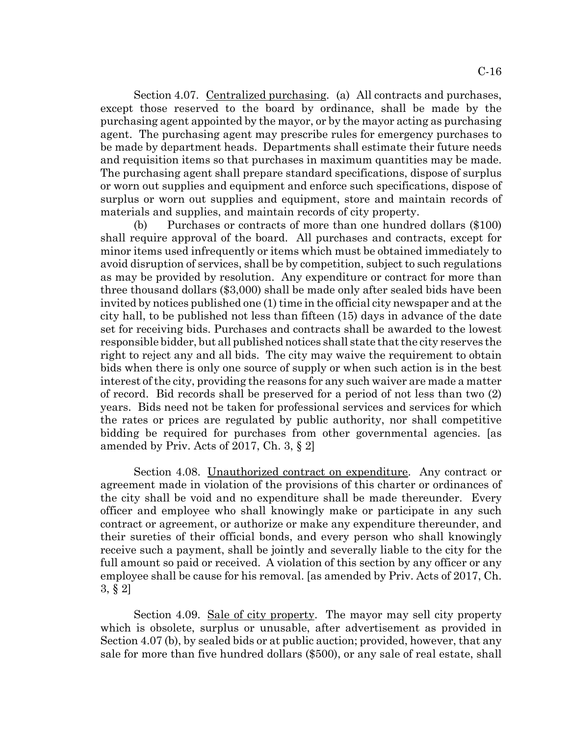Section 4.07. Centralized purchasing. (a) All contracts and purchases, except those reserved to the board by ordinance, shall be made by the purchasing agent appointed by the mayor, or by the mayor acting as purchasing agent. The purchasing agent may prescribe rules for emergency purchases to be made by department heads. Departments shall estimate their future needs and requisition items so that purchases in maximum quantities may be made. The purchasing agent shall prepare standard specifications, dispose of surplus or worn out supplies and equipment and enforce such specifications, dispose of surplus or worn out supplies and equipment, store and maintain records of materials and supplies, and maintain records of city property.

(b) Purchases or contracts of more than one hundred dollars ($100) shall require approval of the board. All purchases and contracts, except for minor items used infrequently or items which must be obtained immediately to avoid disruption of services, shall be by competition, subject to such regulations as may be provided by resolution. Any expenditure or contract for more than three thousand dollars ($3,000) shall be made only after sealed bids have been invited by notices published one (1) time in the official city newspaper and at the city hall, to be published not less than fifteen (15) days in advance of the date set for receiving bids. Purchases and contracts shall be awarded to the lowest responsible bidder, but all published notices shall state that the city reserves the right to reject any and all bids. The city may waive the requirement to obtain bids when there is only one source of supply or when such action is in the best interest of the city, providing the reasons for any such waiver are made a matter of record. Bid records shall be preserved for a period of not less than two (2) years. Bids need not be taken for professional services and services for which the rates or prices are regulated by public authority, nor shall competitive bidding be required for purchases from other governmental agencies. [as amended by Priv. Acts of 2017, Ch. 3, § 2]

Section 4.08. Unauthorized contract on expenditure. Any contract or agreement made in violation of the provisions of this charter or ordinances of the city shall be void and no expenditure shall be made thereunder. Every officer and employee who shall knowingly make or participate in any such contract or agreement, or authorize or make any expenditure thereunder, and their sureties of their official bonds, and every person who shall knowingly receive such a payment, shall be jointly and severally liable to the city for the full amount so paid or received. A violation of this section by any officer or any employee shall be cause for his removal. [as amended by Priv. Acts of 2017, Ch. 3, § 2]

Section 4.09. Sale of city property. The mayor may sell city property which is obsolete, surplus or unusable, after advertisement as provided in Section 4.07 (b), by sealed bids or at public auction; provided, however, that any sale for more than five hundred dollars ($500), or any sale of real estate, shall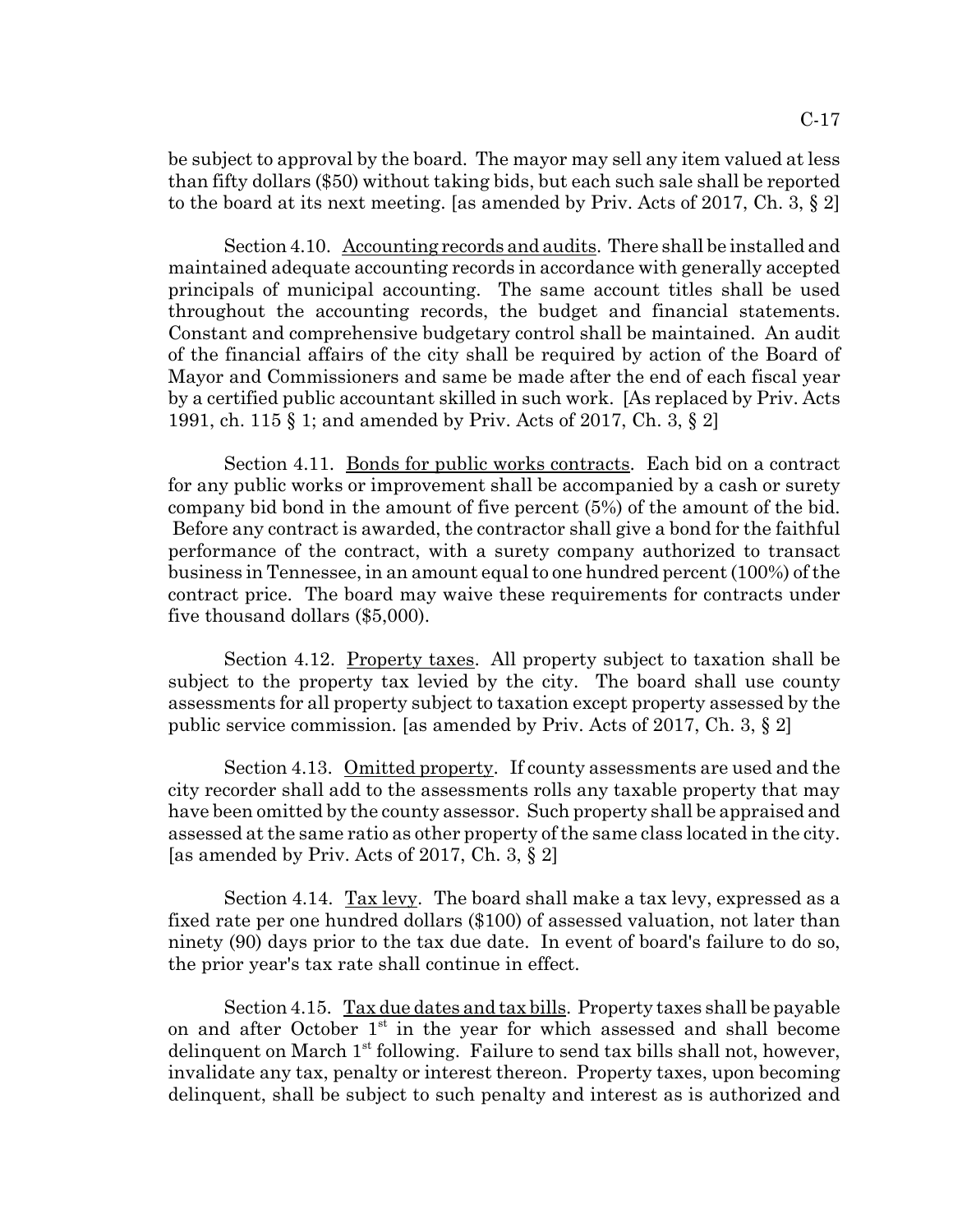be subject to approval by the board. The mayor may sell any item valued at less than fifty dollars ($50) without taking bids, but each such sale shall be reported to the board at its next meeting. [as amended by Priv. Acts of 2017, Ch. 3, § 2]

Section 4.10. Accounting records and audits. There shall be installed and maintained adequate accounting records in accordance with generally accepted principals of municipal accounting. The same account titles shall be used throughout the accounting records, the budget and financial statements. Constant and comprehensive budgetary control shall be maintained. An audit of the financial affairs of the city shall be required by action of the Board of Mayor and Commissioners and same be made after the end of each fiscal year by a certified public accountant skilled in such work. [As replaced by Priv. Acts 1991, ch. 115 § 1; and amended by Priv. Acts of 2017, Ch. 3, § 2]

Section 4.11. Bonds for public works contracts. Each bid on a contract for any public works or improvement shall be accompanied by a cash or surety company bid bond in the amount of five percent (5%) of the amount of the bid. Before any contract is awarded, the contractor shall give a bond for the faithful performance of the contract, with a surety company authorized to transact business in Tennessee, in an amount equal to one hundred percent (100%) of the contract price. The board may waive these requirements for contracts under five thousand dollars ($5,000).

Section 4.12. Property taxes. All property subject to taxation shall be subject to the property tax levied by the city. The board shall use county assessments for all property subject to taxation except property assessed by the public service commission. [as amended by Priv. Acts of 2017, Ch. 3, § 2]

Section 4.13. Omitted property. If county assessments are used and the city recorder shall add to the assessments rolls any taxable property that may have been omitted by the county assessor. Such property shall be appraised and assessed at the same ratio as other property of the same class located in the city. [as amended by Priv. Acts of 2017, Ch. 3, § 2]

Section 4.14. Tax levy. The board shall make a tax levy, expressed as a fixed rate per one hundred dollars ($100) of assessed valuation, not later than ninety (90) days prior to the tax due date. In event of board's failure to do so, the prior year's tax rate shall continue in effect.

Section 4.15. Tax due dates and tax bills. Property taxes shall be payable on and after October 1st in the year for which assessed and shall become delinquent on March 1st following. Failure to send tax bills shall not, however, invalidate any tax, penalty or interest thereon. Property taxes, upon becoming delinquent, shall be subject to such penalty and interest as is authorized and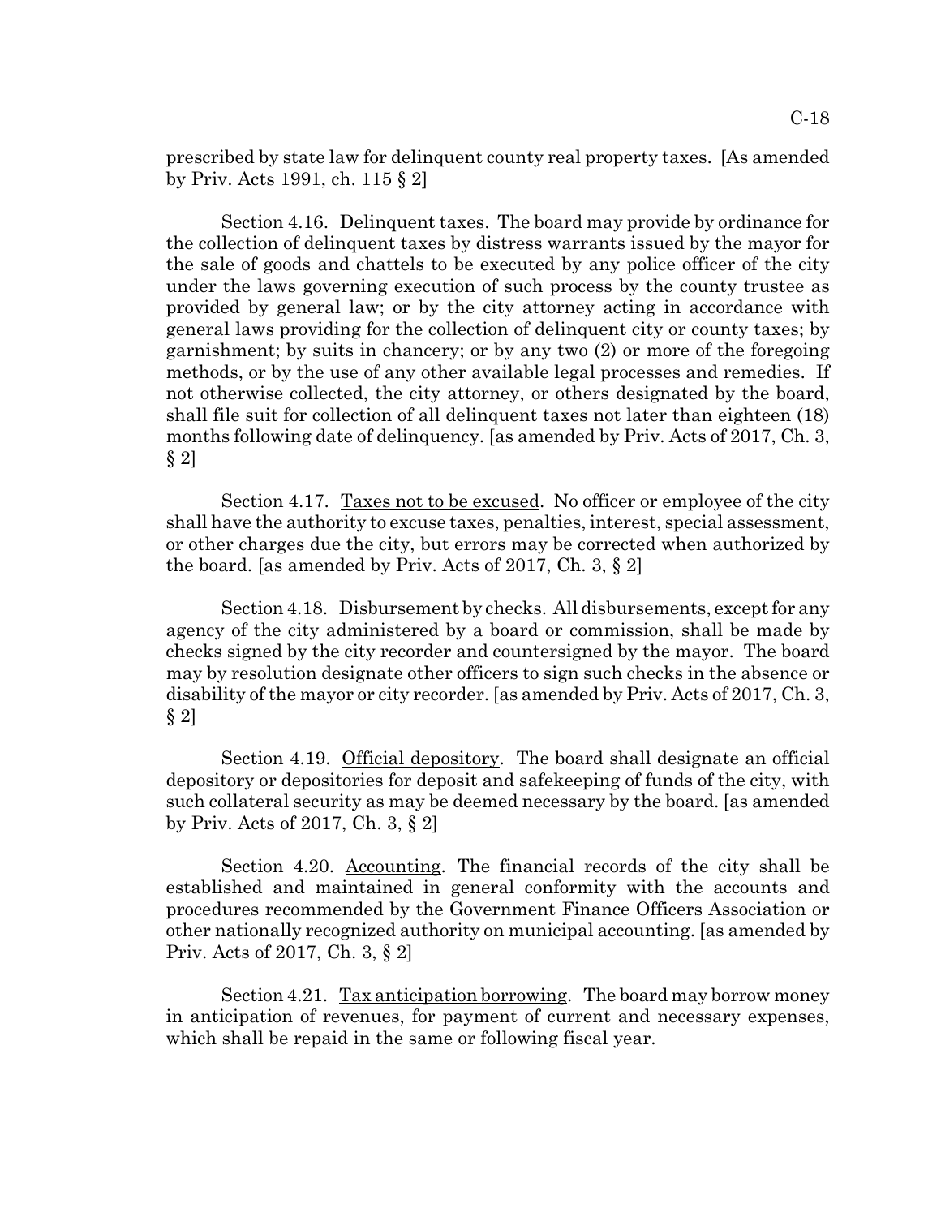prescribed by state law for delinquent county real property taxes. [As amended by Priv. Acts 1991, ch. 115 § 2]

Section 4.16. Delinquent taxes. The board may provide by ordinance for the collection of delinquent taxes by distress warrants issued by the mayor for the sale of goods and chattels to be executed by any police officer of the city under the laws governing execution of such process by the county trustee as provided by general law; or by the city attorney acting in accordance with general laws providing for the collection of delinquent city or county taxes; by garnishment; by suits in chancery; or by any two (2) or more of the foregoing methods, or by the use of any other available legal processes and remedies. If not otherwise collected, the city attorney, or others designated by the board, shall file suit for collection of all delinquent taxes not later than eighteen (18) months following date of delinquency. [as amended by Priv. Acts of 2017, Ch. 3, § 2]

Section 4.17. Taxes not to be excused. No officer or employee of the city shall have the authority to excuse taxes, penalties, interest, special assessment, or other charges due the city, but errors may be corrected when authorized by the board. [as amended by Priv. Acts of 2017, Ch. 3, § 2]

Section 4.18. Disbursement by checks. All disbursements, except for any agency of the city administered by a board or commission, shall be made by checks signed by the city recorder and countersigned by the mayor. The board may by resolution designate other officers to sign such checks in the absence or disability of the mayor or city recorder. [as amended by Priv. Acts of 2017, Ch. 3, § 2]

Section 4.19. Official depository. The board shall designate an official depository or depositories for deposit and safekeeping of funds of the city, with such collateral security as may be deemed necessary by the board. [as amended by Priv. Acts of 2017, Ch. 3, § 2]

Section 4.20. Accounting. The financial records of the city shall be established and maintained in general conformity with the accounts and procedures recommended by the Government Finance Officers Association or other nationally recognized authority on municipal accounting. [as amended by Priv. Acts of 2017, Ch. 3, § 2]

Section 4.21. Tax anticipation borrowing. The board may borrow money in anticipation of revenues, for payment of current and necessary expenses, which shall be repaid in the same or following fiscal year.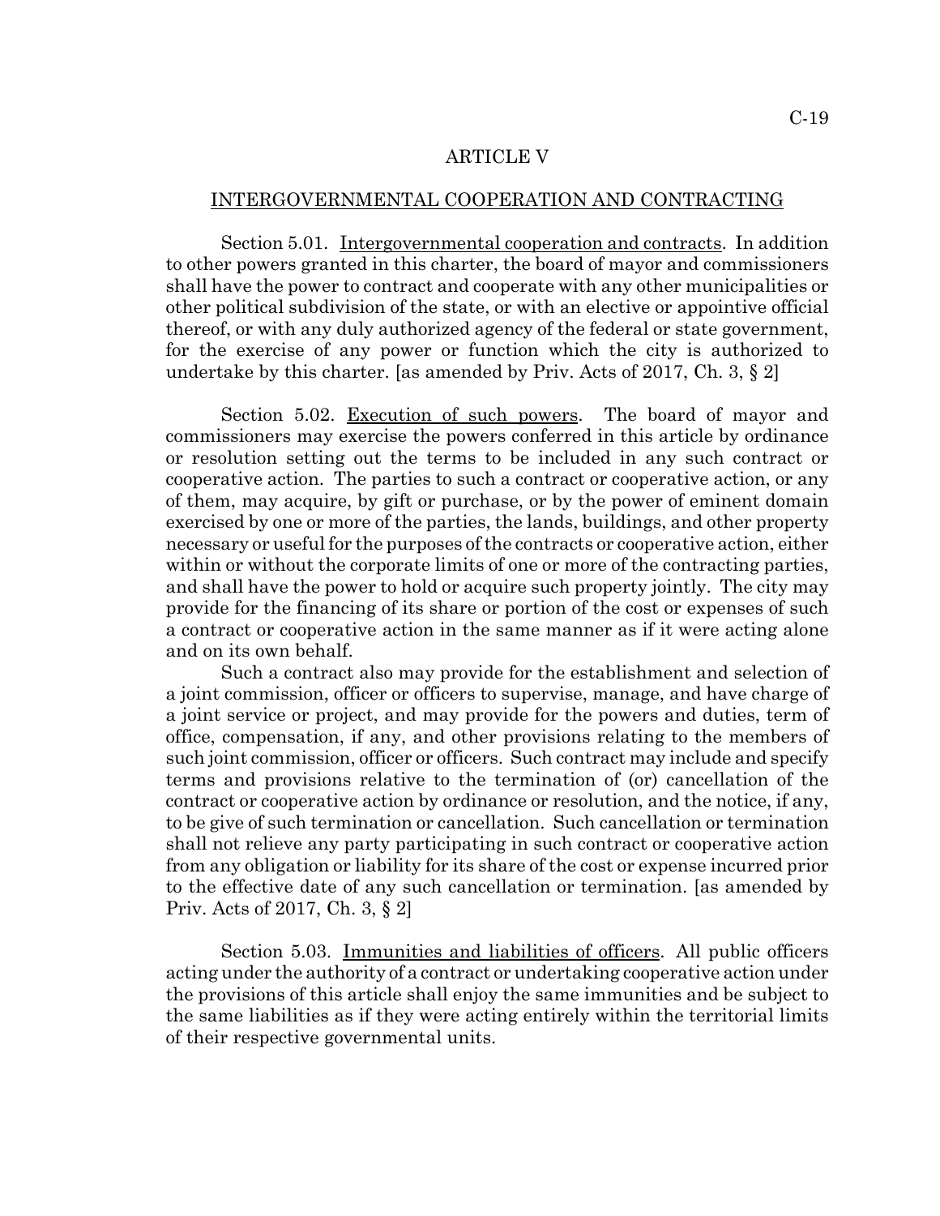# ARTICLE V

## INTERGOVERNMENTAL COOPERATION AND CONTRACTING

Section 5.01. Intergovernmental cooperation and contracts. In addition to other powers granted in this charter, the board of mayor and commissioners shall have the power to contract and cooperate with any other municipalities or other political subdivision of the state, or with an elective or appointive official thereof, or with any duly authorized agency of the federal or state government, for the exercise of any power or function which the city is authorized to undertake by this charter. [as amended by Priv. Acts of 2017, Ch. 3, § 2]

Section 5.02. Execution of such powers. The board of mayor and commissioners may exercise the powers conferred in this article by ordinance or resolution setting out the terms to be included in any such contract or cooperative action. The parties to such a contract or cooperative action, or any of them, may acquire, by gift or purchase, or by the power of eminent domain exercised by one or more of the parties, the lands, buildings, and other property necessary or useful for the purposes of the contracts or cooperative action, either within or without the corporate limits of one or more of the contracting parties, and shall have the power to hold or acquire such property jointly. The city may provide for the financing of its share or portion of the cost or expenses of such a contract or cooperative action in the same manner as if it were acting alone and on its own behalf.

Such a contract also may provide for the establishment and selection of a joint commission, officer or officers to supervise, manage, and have charge of a joint service or project, and may provide for the powers and duties, term of office, compensation, if any, and other provisions relating to the members of such joint commission, officer or officers. Such contract may include and specify terms and provisions relative to the termination of (or) cancellation of the contract or cooperative action by ordinance or resolution, and the notice, if any, to be give of such termination or cancellation. Such cancellation or termination shall not relieve any party participating in such contract or cooperative action from any obligation or liability for its share of the cost or expense incurred prior to the effective date of any such cancellation or termination. [as amended by Priv. Acts of 2017, Ch. 3, § 2]

Section 5.03. Immunities and liabilities of officers. All public officers acting under the authority of a contract or undertaking cooperative action under the provisions of this article shall enjoy the same immunities and be subject to the same liabilities as if they were acting entirely within the territorial limits of their respective governmental units.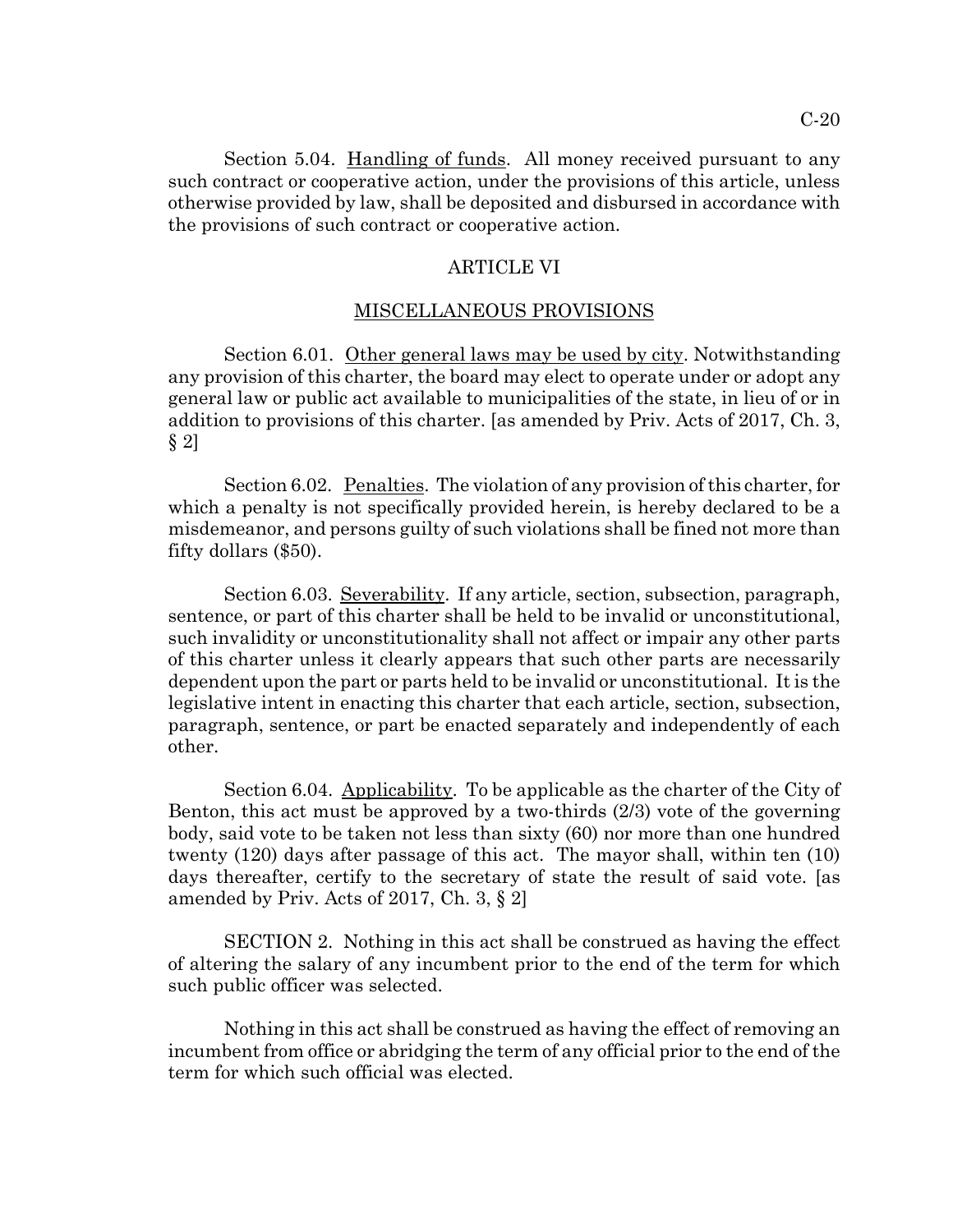Section 5.04. Handling of funds. All money received pursuant to any such contract or cooperative action, under the provisions of this article, unless otherwise provided by law, shall be deposited and disbursed in accordance with the provisions of such contract or cooperative action.

## ARTICLE VI

## MISCELLANEOUS PROVISIONS

Section 6.01. Other general laws may be used by city. Notwithstanding any provision of this charter, the board may elect to operate under or adopt any general law or public act available to municipalities of the state, in lieu of or in addition to provisions of this charter. [as amended by Priv. Acts of 2017, Ch. 3, § 2]

Section 6.02. Penalties. The violation of any provision of this charter, for which a penalty is not specifically provided herein, is hereby declared to be a misdemeanor, and persons guilty of such violations shall be fined not more than fifty dollars ($50).

Section 6.03. Severability. If any article, section, subsection, paragraph, sentence, or part of this charter shall be held to be invalid or unconstitutional, such invalidity or unconstitutionality shall not affect or impair any other parts of this charter unless it clearly appears that such other parts are necessarily dependent upon the part or parts held to be invalid or unconstitutional. It is the legislative intent in enacting this charter that each article, section, subsection, paragraph, sentence, or part be enacted separately and independently of each other.

Section 6.04. Applicability. To be applicable as the charter of the City of Benton, this act must be approved by a two-thirds (2/3) vote of the governing body, said vote to be taken not less than sixty (60) nor more than one hundred twenty (120) days after passage of this act. The mayor shall, within ten (10) days thereafter, certify to the secretary of state the result of said vote. [as amended by Priv. Acts of 2017, Ch. 3, § 2]

SECTION 2. Nothing in this act shall be construed as having the effect of altering the salary of any incumbent prior to the end of the term for which such public officer was selected.

Nothing in this act shall be construed as having the effect of removing an incumbent from office or abridging the term of any official prior to the end of the term for which such official was elected.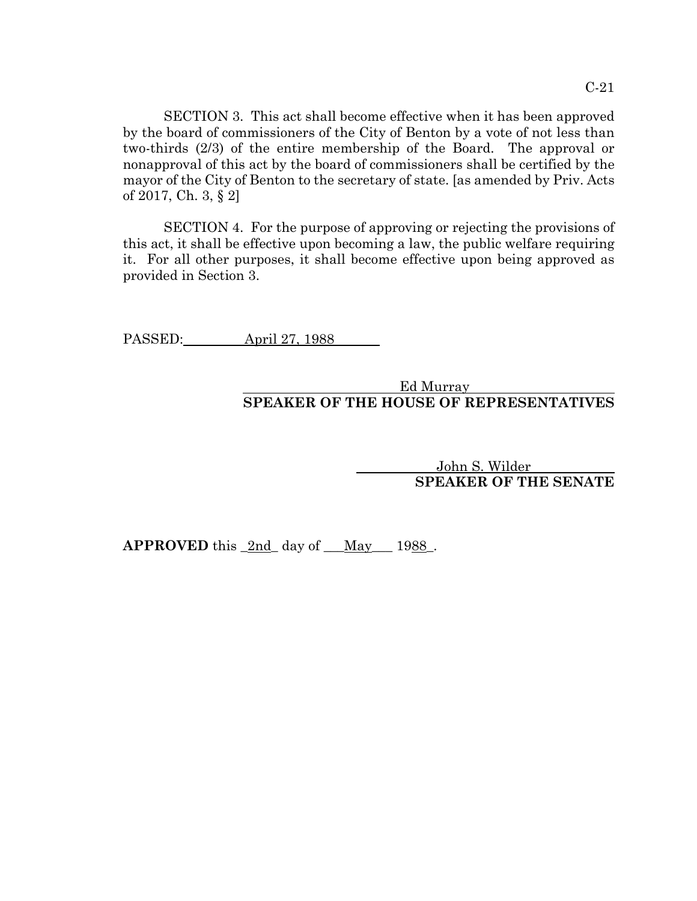SECTION 3. This act shall become effective when it has been approved by the board of commissioners of the City of Benton by a vote of not less than two-thirds (2/3) of the entire membership of the Board. The approval or nonapproval of this act by the board of commissioners shall be certified by the mayor of the City of Benton to the secretary of state. [as amended by Priv. Acts of 2017, Ch. 3, § 2]

SECTION 4. For the purpose of approving or rejecting the provisions of this act, it shall be effective upon becoming a law, the public welfare requiring it. For all other purposes, it shall become effective upon being approved as provided in Section 3.

PASSED: April 27, 1988

Ed Murray
**SPEAKER OF THE HOUSE OF REPRESENTATIVES**

John S. Wilder
**SPEAKER OF THE SENATE**

**APPROVED** this 2nd day of May 1988.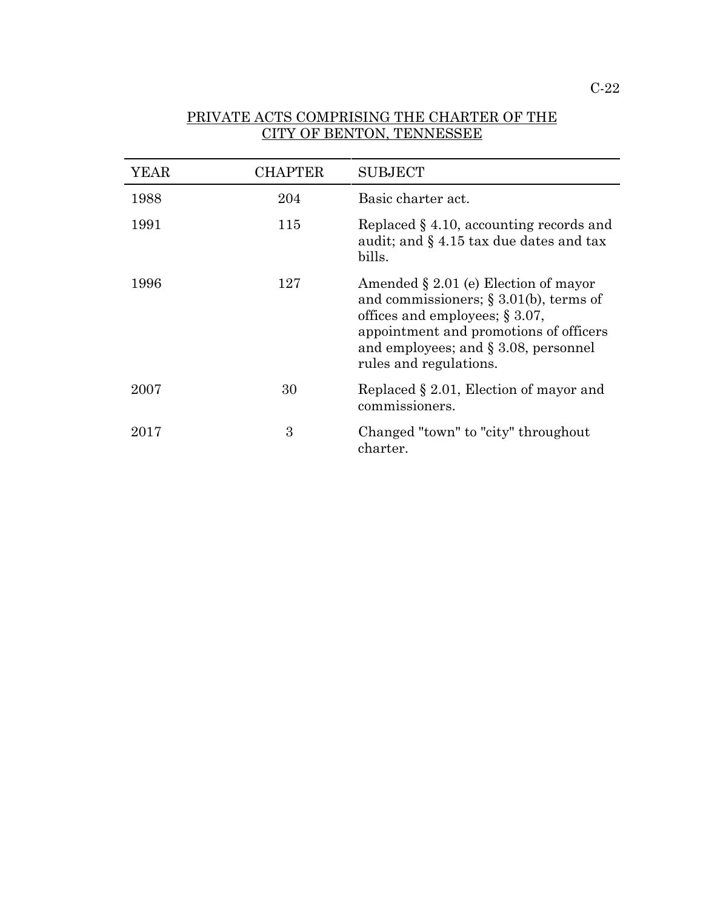## PRIVATE ACTS COMPRISING THE CHARTER OF THE CITY OF BENTON, TENNESSEE

| YEAR | CHAPTER | SUBJECT |
|---|---|---|
| 1988 | 204 | Basic charter act. |
| 1991 | 115 | Replaced § 4.10, accounting records and audit; and § 4.15 tax due dates and tax bills. |
| 1996 | 127 | Amended § 2.01 (e) Election of mayor and commissioners; § 3.01(b), terms of offices and employees; § 3.07, appointment and promotions of officers and employees; and § 3.08, personnel rules and regulations. |
| 2007 | 30 | Replaced § 2.01, Election of mayor and commissioners. |
| 2017 | 3 | Changed "town" to "city" throughout charter. |